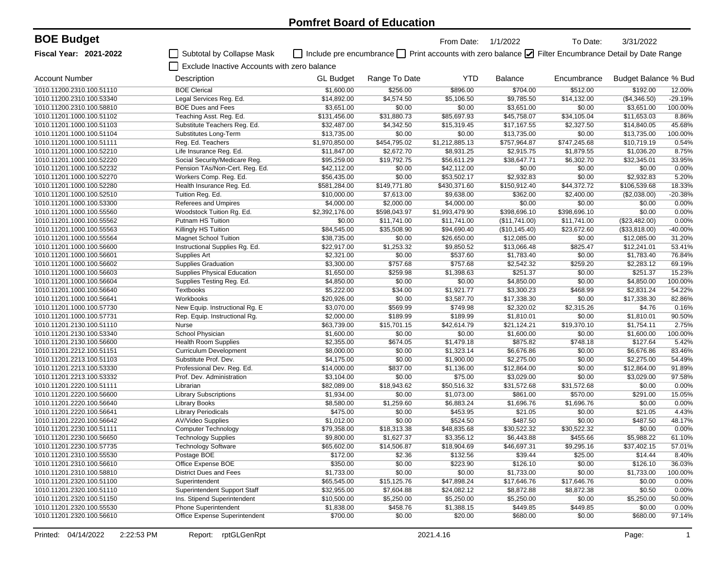# Pomfret Board of Education

## BOE Budget

**Fiscal Year: 2021-2022**

From Date: 1/1/2022 To Date: 3/31/2022

☐ Subtotal by Collapse Mask ☐ Include pre encumbrance ☐ Print accounts with zero balance ☑ Filter Encumbrance Detail by Date Range

☐ Exclude Inactive Accounts with zero balance

| Account Number | Description | GL Budget | Range To Date | YTD | Balance | Encumbrance | Budget Balance | % Bud |
|---|---|---|---|---|---|---|---|---|
| 1010.11200.2310.100.51110 | BOE Clerical | $1,600.00 | $256.00 | $896.00 | $704.00 | $512.00 | $192.00 | 12.00% |
| 1010.11200.2310.100.53340 | Legal Services Reg. Ed. | $14,892.00 | $4,574.50 | $5,106.50 | $9,785.50 | $14,132.00 | ($4,346.50) | -29.19% |
| 1010.11200.2310.100.58810 | BOE Dues and Fees | $3,651.00 | $0.00 | $0.00 | $3,651.00 | $0.00 | $3,651.00 | 100.00% |
| 1010.11201.1000.100.51102 | Teaching Asst. Reg. Ed. | $131,456.00 | $31,880.73 | $85,697.93 | $45,758.07 | $34,105.04 | $11,653.03 | 8.86% |
| 1010.11201.1000.100.51103 | Substitute Teachers Reg. Ed. | $32,487.00 | $4,342.50 | $15,319.45 | $17,167.55 | $2,327.50 | $14,840.05 | 45.68% |
| 1010.11201.1000.100.51104 | Substitutes Long-Term | $13,735.00 | $0.00 | $0.00 | $13,735.00 | $0.00 | $13,735.00 | 100.00% |
| 1010.11201.1000.100.51111 | Reg. Ed. Teachers | $1,970,850.00 | $454,795.02 | $1,212,885.13 | $757,964.87 | $747,245.68 | $10,719.19 | 0.54% |
| 1010.11201.1000.100.52210 | Life Insurance Reg. Ed. | $11,847.00 | $2,672.70 | $8,931.25 | $2,915.75 | $1,879.55 | $1,036.20 | 8.75% |
| 1010.11201.1000.100.52220 | Social Security/Medicare Reg. | $95,259.00 | $19,792.75 | $56,611.29 | $38,647.71 | $6,302.70 | $32,345.01 | 33.95% |
| 1010.11201.1000.100.52232 | Pension TAs/Non-Cert. Reg. Ed. | $42,112.00 | $0.00 | $42,112.00 | $0.00 | $0.00 | $0.00 | 0.00% |
| 1010.11201.1000.100.52270 | Workers Comp. Reg. Ed. | $56,435.00 | $0.00 | $53,502.17 | $2,932.83 | $0.00 | $2,932.83 | 5.20% |
| 1010.11201.1000.100.52280 | Health Insurance Reg. Ed. | $581,284.00 | $149,771.80 | $430,371.60 | $150,912.40 | $44,372.72 | $106,539.68 | 18.33% |
| 1010.11201.1000.100.52510 | Tuition Reg. Ed. | $10,000.00 | $7,613.00 | $9,638.00 | $362.00 | $2,400.00 | ($2,038.00) | -20.38% |
| 1010.11201.1000.100.53300 | Referees and Umpires | $4,000.00 | $2,000.00 | $4,000.00 | $0.00 | $0.00 | $0.00 | 0.00% |
| 1010.11201.1000.100.55560 | Woodstock Tuition Rg. Ed. | $2,392,176.00 | $598,043.97 | $1,993,479.90 | $398,696.10 | $398,696.10 | $0.00 | 0.00% |
| 1010.11201.1000.100.55562 | Putnam HS Tuition | $0.00 | $11,741.00 | $11,741.00 | ($11,741.00) | $11,741.00 | ($23,482.00) | 0.00% |
| 1010.11201.1000.100.55563 | Killingly HS Tuition | $84,545.00 | $35,508.90 | $94,690.40 | ($10,145.40) | $23,672.60 | ($33,818.00) | -40.00% |
| 1010.11201.1000.100.55564 | Magnet School Tuition | $38,735.00 | $0.00 | $26,650.00 | $12,085.00 | $0.00 | $12,085.00 | 31.20% |
| 1010.11201.1000.100.56600 | Instructional Supplies Rg. Ed. | $22,917.00 | $1,253.32 | $9,850.52 | $13,066.48 | $825.47 | $12,241.01 | 53.41% |
| 1010.11201.1000.100.56601 | Supplies Art | $2,321.00 | $0.00 | $537.60 | $1,783.40 | $0.00 | $1,783.40 | 76.84% |
| 1010.11201.1000.100.56602 | Supplies Graduation | $3,300.00 | $757.68 | $757.68 | $2,542.32 | $259.20 | $2,283.12 | 69.19% |
| 1010.11201.1000.100.56603 | Supplies Physical Education | $1,650.00 | $259.98 | $1,398.63 | $251.37 | $0.00 | $251.37 | 15.23% |
| 1010.11201.1000.100.56604 | Supplies Testing Reg. Ed. | $4,850.00 | $0.00 | $0.00 | $4,850.00 | $0.00 | $4,850.00 | 100.00% |
| 1010.11201.1000.100.56640 | Textbooks | $5,222.00 | $34.00 | $1,921.77 | $3,300.23 | $468.99 | $2,831.24 | 54.22% |
| 1010.11201.1000.100.56641 | Workbooks | $20,926.00 | $0.00 | $3,587.70 | $17,338.30 | $0.00 | $17,338.30 | 82.86% |
| 1010.11201.1000.100.57730 | New Equip. Instructional Rg. E | $3,070.00 | $569.99 | $749.98 | $2,320.02 | $2,315.26 | $4.76 | 0.16% |
| 1010.11201.1000.100.57731 | Rep. Equip. Instructional Rg. | $2,000.00 | $189.99 | $189.99 | $1,810.01 | $0.00 | $1,810.01 | 90.50% |
| 1010.11201.2130.100.51110 | Nurse | $63,739.00 | $15,701.15 | $42,614.79 | $21,124.21 | $19,370.10 | $1,754.11 | 2.75% |
| 1010.11201.2130.100.53340 | School Physician | $1,600.00 | $0.00 | $0.00 | $1,600.00 | $0.00 | $1,600.00 | 100.00% |
| 1010.11201.2130.100.56600 | Health Room Supplies | $2,355.00 | $674.05 | $1,479.18 | $875.82 | $748.18 | $127.64 | 5.42% |
| 1010.11201.2212.100.51151 | Curriculum Development | $8,000.00 | $0.00 | $1,323.14 | $6,676.86 | $0.00 | $6,676.86 | 83.46% |
| 1010.11201.2213.100.51103 | Substitute Prof. Dev. | $4,175.00 | $0.00 | $1,900.00 | $2,275.00 | $0.00 | $2,275.00 | 54.49% |
| 1010.11201.2213.100.53330 | Professional Dev. Reg. Ed. | $14,000.00 | $837.00 | $1,136.00 | $12,864.00 | $0.00 | $12,864.00 | 91.89% |
| 1010.11201.2213.100.53332 | Prof. Dev. Administration | $3,104.00 | $0.00 | $75.00 | $3,029.00 | $0.00 | $3,029.00 | 97.58% |
| 1010.11201.2220.100.51111 | Librarian | $82,089.00 | $18,943.62 | $50,516.32 | $31,572.68 | $31,572.68 | $0.00 | 0.00% |
| 1010.11201.2220.100.56600 | Library Subscriptions | $1,934.00 | $0.00 | $1,073.00 | $861.00 | $570.00 | $291.00 | 15.05% |
| 1010.11201.2220.100.56640 | Library Books | $8,580.00 | $1,259.60 | $6,883.24 | $1,696.76 | $1,696.76 | $0.00 | 0.00% |
| 1010.11201.2220.100.56641 | Library Periodicals | $475.00 | $0.00 | $453.95 | $21.05 | $0.00 | $21.05 | 4.43% |
| 1010.11201.2220.100.56642 | AV/Video Supplies | $1,012.00 | $0.00 | $524.50 | $487.50 | $0.00 | $487.50 | 48.17% |
| 1010.11201.2230.100.51111 | Computer Technology | $79,358.00 | $18,313.38 | $48,835.68 | $30,522.32 | $30,522.32 | $0.00 | 0.00% |
| 1010.11201.2230.100.56650 | Technology Supplies | $9,800.00 | $1,627.37 | $3,356.12 | $6,443.88 | $455.66 | $5,988.22 | 61.10% |
| 1010.11201.2230.100.57735 | Technology Software | $65,602.00 | $14,506.87 | $18,904.69 | $46,697.31 | $9,295.16 | $37,402.15 | 57.01% |
| 1010.11201.2310.100.55530 | Postage BOE | $172.00 | $2.36 | $132.56 | $39.44 | $25.00 | $14.44 | 8.40% |
| 1010.11201.2310.100.56610 | Office Expense BOE | $350.00 | $0.00 | $223.90 | $126.10 | $0.00 | $126.10 | 36.03% |
| 1010.11201.2310.100.58810 | District Dues and Fees | $1,733.00 | $0.00 | $0.00 | $1,733.00 | $0.00 | $1,733.00 | 100.00% |
| 1010.11201.2320.100.51100 | Superintendent | $65,545.00 | $15,125.76 | $47,898.24 | $17,646.76 | $17,646.76 | $0.00 | 0.00% |
| 1010.11201.2320.100.51110 | Superintendent Support Staff | $32,955.00 | $7,604.88 | $24,082.12 | $8,872.88 | $8,872.38 | $0.50 | 0.00% |
| 1010.11201.2320.100.51150 | Ins. Stipend Superintendent | $10,500.00 | $5,250.00 | $5,250.00 | $5,250.00 | $0.00 | $5,250.00 | 50.00% |
| 1010.11201.2320.100.55530 | Phone Superintendent | $1,838.00 | $458.76 | $1,388.15 | $449.85 | $449.85 | $0.00 | 0.00% |
| 1010.11201.2320.100.56610 | Office Expense Superintendent | $700.00 | $0.00 | $20.00 | $680.00 | $0.00 | $680.00 | 97.14% |

Printed: 04/14/2022 2:22:53 PM Report: rptGLGenRpt 2021.4.16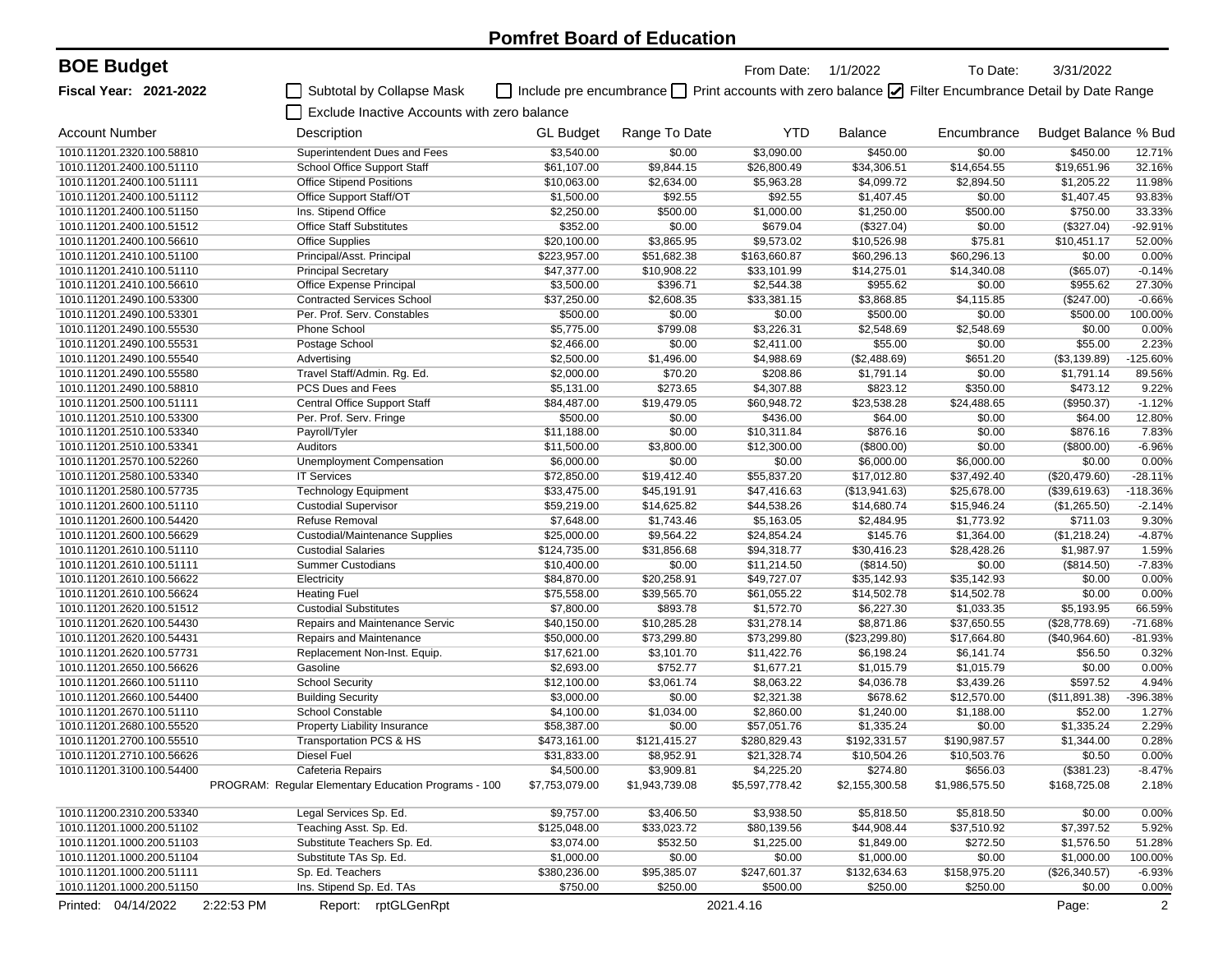# Pomfret Board of Education

## BOE Budget

**Fiscal Year: 2021-2022**

From Date: 1/1/2022 To Date: 3/31/2022

☐ Subtotal by Collapse Mask ☐ Include pre encumbrance ☐ Print accounts with zero balance ☑ Filter Encumbrance Detail by Date Range

☐ Exclude Inactive Accounts with zero balance

| Account Number | Description | GL Budget | Range To Date | YTD | Balance | Encumbrance | Budget Balance | % Bud |
|---|---|---|---|---|---|---|---|---|
| 1010.11201.2320.100.58810 | Superintendent Dues and Fees | $3,540.00 | $0.00 | $3,090.00 | $450.00 | $0.00 | $450.00 | 12.71% |
| 1010.11201.2400.100.51110 | School Office Support Staff | $61,107.00 | $9,844.15 | $26,800.49 | $34,306.51 | $14,654.55 | $19,651.96 | 32.16% |
| 1010.11201.2400.100.51111 | Office Stipend Positions | $10,063.00 | $2,634.00 | $5,963.28 | $4,099.72 | $2,894.50 | $1,205.22 | 11.98% |
| 1010.11201.2400.100.51112 | Office Support Staff/OT | $1,500.00 | $92.55 | $92.55 | $1,407.45 | $0.00 | $1,407.45 | 93.83% |
| 1010.11201.2400.100.51150 | Ins. Stipend Office | $2,250.00 | $500.00 | $1,000.00 | $1,250.00 | $500.00 | $750.00 | 33.33% |
| 1010.11201.2400.100.51512 | Office Staff Substitutes | $352.00 | $0.00 | $679.04 | ($327.04) | $0.00 | ($327.04) | -92.91% |
| 1010.11201.2400.100.56610 | Office Supplies | $20,100.00 | $3,865.95 | $9,573.02 | $10,526.98 | $75.81 | $10,451.17 | 52.00% |
| 1010.11201.2410.100.51100 | Principal/Asst. Principal | $223,957.00 | $51,682.38 | $163,660.87 | $60,296.13 | $60,296.13 | $0.00 | 0.00% |
| 1010.11201.2410.100.51110 | Principal Secretary | $47,377.00 | $10,908.22 | $33,101.99 | $14,275.01 | $14,340.08 | ($65.07) | -0.14% |
| 1010.11201.2410.100.56610 | Office Expense Principal | $3,500.00 | $396.71 | $2,544.38 | $955.62 | $0.00 | $955.62 | 27.30% |
| 1010.11201.2490.100.53300 | Contracted Services School | $37,250.00 | $2,608.35 | $33,381.15 | $3,868.85 | $4,115.85 | ($247.00) | -0.66% |
| 1010.11201.2490.100.53301 | Per. Prof. Serv. Constables | $500.00 | $0.00 | $0.00 | $500.00 | $0.00 | $500.00 | 100.00% |
| 1010.11201.2490.100.55530 | Phone School | $5,775.00 | $799.08 | $3,226.31 | $2,548.69 | $2,548.69 | $0.00 | 0.00% |
| 1010.11201.2490.100.55531 | Postage School | $2,466.00 | $0.00 | $2,411.00 | $55.00 | $0.00 | $55.00 | 2.23% |
| 1010.11201.2490.100.55540 | Advertising | $2,500.00 | $1,496.00 | $4,988.69 | ($2,488.69) | $651.20 | ($3,139.89) | -125.60% |
| 1010.11201.2490.100.55580 | Travel Staff/Admin. Rg. Ed. | $2,000.00 | $70.20 | $208.86 | $1,791.14 | $0.00 | $1,791.14 | 89.56% |
| 1010.11201.2490.100.58810 | PCS Dues and Fees | $5,131.00 | $273.65 | $4,307.88 | $823.12 | $350.00 | $473.12 | 9.22% |
| 1010.11201.2500.100.51111 | Central Office Support Staff | $84,487.00 | $19,479.05 | $60,948.72 | $23,538.28 | $24,488.65 | ($950.37) | -1.12% |
| 1010.11201.2510.100.53300 | Per. Prof. Serv. Fringe | $500.00 | $436.00 | $436.00 | $64.00 | $0.00 | $64.00 | 12.80% |
| 1010.11201.2510.100.53340 | Payroll/Tyler | $11,188.00 | $0.00 | $10,311.84 | $876.16 | $0.00 | $876.16 | 7.83% |
| 1010.11201.2510.100.53341 | Auditors | $11,500.00 | $3,800.00 | $12,300.00 | ($800.00) | $0.00 | ($800.00) | -6.96% |
| 1010.11201.2570.100.52260 | Unemployment Compensation | $6,000.00 | $0.00 | $0.00 | $6,000.00 | $6,000.00 | $0.00 | 0.00% |
| 1010.11201.2580.100.53340 | IT Services | $72,850.00 | $19,412.40 | $55,837.20 | $17,012.80 | $37,492.40 | ($20,479.60) | -28.11% |
| 1010.11201.2580.100.57735 | Technology Equipment | $33,475.00 | $45,191.91 | $47,416.63 | ($13,941.63) | $25,678.00 | ($39,619.63) | -118.36% |
| 1010.11201.2600.100.51110 | Custodial Supervisor | $59,219.00 | $14,625.82 | $44,538.26 | $14,680.74 | $15,946.24 | ($1,265.50) | -2.14% |
| 1010.11201.2600.100.54420 | Refuse Removal | $7,648.00 | $1,743.46 | $5,163.05 | $2,484.95 | $1,773.92 | $711.03 | 9.30% |
| 1010.11201.2600.100.56629 | Custodial/Maintenance Supplies | $25,000.00 | $9,564.22 | $24,854.24 | $145.76 | $1,364.00 | ($1,218.24) | -4.87% |
| 1010.11201.2610.100.51110 | Custodial Salaries | $124,735.00 | $31,856.68 | $94,318.77 | $30,416.23 | $28,428.26 | $1,987.97 | 1.59% |
| 1010.11201.2610.100.51111 | Summer Custodians | $10,400.00 | $0.00 | $11,214.50 | ($814.50) | $0.00 | ($814.50) | -7.83% |
| 1010.11201.2610.100.56622 | Electricity | $84,870.00 | $20,258.91 | $49,727.07 | $35,142.93 | $35,142.93 | $0.00 | 0.00% |
| 1010.11201.2610.100.56624 | Heating Fuel | $75,558.00 | $39,565.70 | $61,055.22 | $14,502.78 | $14,502.78 | $0.00 | 0.00% |
| 1010.11201.2620.100.51512 | Custodial Substitutes | $7,800.00 | $893.78 | $1,572.70 | $6,227.30 | $1,033.35 | $5,193.95 | 66.59% |
| 1010.11201.2620.100.54430 | Repairs and Maintenance Servic | $40,150.00 | $10,285.28 | $31,278.14 | $8,871.86 | $37,650.55 | ($28,778.69) | -71.68% |
| 1010.11201.2620.100.54431 | Repairs and Maintenance | $50,000.00 | $73,299.80 | $73,299.80 | ($23,299.80) | $17,664.80 | ($40,964.60) | -81.93% |
| 1010.11201.2620.100.57731 | Replacement Non-Inst. Equip. | $17,621.00 | $3,101.70 | $11,422.76 | $6,198.24 | $6,141.74 | $56.50 | 0.32% |
| 1010.11201.2650.100.56626 | Gasoline | $2,693.00 | $752.77 | $1,677.21 | $1,015.79 | $1,015.79 | $0.00 | 0.00% |
| 1010.11201.2660.100.51110 | School Security | $12,100.00 | $3,061.74 | $8,063.22 | $4,036.78 | $3,439.26 | $597.52 | 4.94% |
| 1010.11201.2660.100.54400 | Building Security | $3,000.00 | $0.00 | $2,321.38 | $678.62 | $12,570.00 | ($11,891.38) | -396.38% |
| 1010.11201.2670.100.51110 | School Constable | $4,100.00 | $1,034.00 | $2,860.00 | $1,240.00 | $1,188.00 | $52.00 | 1.27% |
| 1010.11201.2680.100.55520 | Property Liability Insurance | $58,387.00 | $0.00 | $57,051.76 | $1,335.24 | $0.00 | $1,335.24 | 2.29% |
| 1010.11201.2700.100.55510 | Transportation PCS & HS | $473,161.00 | $121,415.27 | $280,829.43 | $192,331.57 | $190,987.57 | $1,344.00 | 0.28% |
| 1010.11201.2710.100.56626 | Diesel Fuel | $31,833.00 | $8,952.91 | $21,328.74 | $10,504.26 | $10,503.76 | $0.50 | 0.00% |
| 1010.11201.3100.100.54400 | Cafeteria Repairs | $4,500.00 | $3,909.81 | $4,225.20 | $274.80 | $656.03 | ($381.23) | -8.47% |
| | PROGRAM: Regular Elementary Education Programs - 100 | $7,753,079.00 | $1,943,739.08 | $5,597,778.42 | $2,155,300.58 | $1,986,575.50 | $168,725.08 | 2.18% |
| 1010.11200.2310.200.53340 | Legal Services Sp. Ed. | $9,757.00 | $3,406.50 | $3,938.50 | $5,818.50 | $5,818.50 | $0.00 | 0.00% |
| 1010.11201.1000.200.51102 | Teaching Asst. Sp. Ed. | $125,048.00 | $33,023.72 | $80,139.56 | $44,908.44 | $37,510.92 | $7,397.52 | 5.92% |
| 1010.11201.1000.200.51103 | Substitute Teachers Sp. Ed. | $3,074.00 | $532.50 | $1,225.00 | $1,849.00 | $272.50 | $1,576.50 | 51.28% |
| 1010.11201.1000.200.51104 | Substitute TAs Sp. Ed. | $1,000.00 | $0.00 | $0.00 | $1,000.00 | $0.00 | $1,000.00 | 100.00% |
| 1010.11201.1000.200.51111 | Sp. Ed. Teachers | $380,236.00 | $95,385.07 | $247,601.37 | $132,634.63 | $158,975.20 | ($26,340.57) | -6.93% |
| 1010.11201.1000.200.51150 | Ins. Stipend Sp. Ed. TAs | $750.00 | $250.00 | $500.00 | $250.00 | $250.00 | $0.00 | 0.00% |

Printed: 04/14/2022 2:22:53 PM Report: rptGLGenRpt 2021.4.16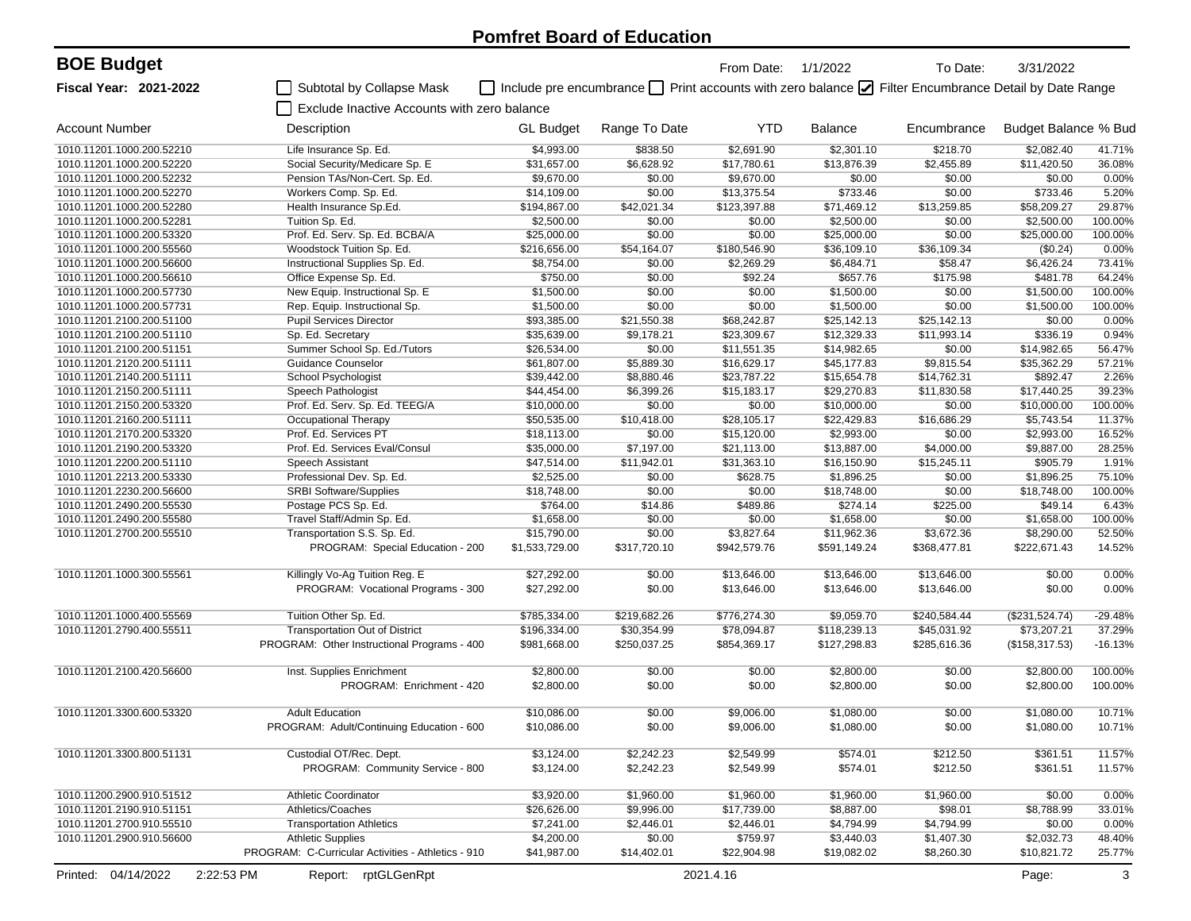# Pomfret Board of Education

**BOE Budget** From Date: 1/1/2022 To Date: 3/31/2022

**Fiscal Year: 2021-2022**

☐ Subtotal by Collapse Mask ☐ Include pre encumbrance ☐ Print accounts with zero balance ☑ Filter Encumbrance Detail by Date Range

☐ Exclude Inactive Accounts with zero balance

| Account Number | Description | GL Budget | Range To Date | YTD | Balance | Encumbrance | Budget Balance | % Bud |
|---|---|---|---|---|---|---|---|---|
| 1010.11201.1000.200.52210 | Life Insurance Sp. Ed. | $4,993.00 | $838.50 | $2,691.90 | $2,301.10 | $218.70 | $2,082.40 | 41.71% |
| 1010.11201.1000.200.52220 | Social Security/Medicare Sp. E | $31,657.00 | $6,628.92 | $17,780.61 | $13,876.39 | $2,455.89 | $11,420.50 | 36.08% |
| 1010.11201.1000.200.52232 | Pension TAs/Non-Cert. Sp. Ed. | $9,670.00 | $0.00 | $9,670.00 | $0.00 | $0.00 | $0.00 | 0.00% |
| 1010.11201.1000.200.52270 | Workers Comp. Sp. Ed. | $14,109.00 | $0.00 | $13,375.54 | $733.46 | $0.00 | $733.46 | 5.20% |
| 1010.11201.1000.200.52280 | Health Insurance Sp.Ed. | $194,867.00 | $42,021.34 | $123,397.88 | $71,469.12 | $13,259.85 | $58,209.27 | 29.87% |
| 1010.11201.1000.200.52281 | Tuition Sp. Ed. | $2,500.00 | $0.00 | $0.00 | $2,500.00 | $0.00 | $2,500.00 | 100.00% |
| 1010.11201.1000.200.53320 | Prof. Ed. Serv. Sp. Ed. BCBA/A | $25,000.00 | $0.00 | $0.00 | $25,000.00 | $0.00 | $25,000.00 | 100.00% |
| 1010.11201.1000.200.55560 | Woodstock Tuition Sp. Ed. | $216,656.00 | $54,164.07 | $180,546.90 | $36,109.10 | $36,109.34 | ($0.24) | 0.00% |
| 1010.11201.1000.200.56600 | Instructional Supplies Sp. Ed. | $8,754.00 | $0.00 | $2,269.29 | $6,484.71 | $58.47 | $6,426.24 | 73.41% |
| 1010.11201.1000.200.56610 | Office Expense Sp. Ed. | $750.00 | $0.00 | $92.24 | $657.76 | $175.98 | $481.78 | 64.24% |
| 1010.11201.1000.200.57730 | New Equip. Instructional Sp. E | $1,500.00 | $0.00 | $0.00 | $1,500.00 | $0.00 | $1,500.00 | 100.00% |
| 1010.11201.1000.200.57731 | Rep. Equip. Instructional Sp. | $1,500.00 | $0.00 | $0.00 | $1,500.00 | $0.00 | $1,500.00 | 100.00% |
| 1010.11201.2100.200.51100 | Pupil Services Director | $93,385.00 | $21,550.38 | $68,242.87 | $25,142.13 | $25,142.13 | $0.00 | 0.00% |
| 1010.11201.2100.200.51110 | Sp. Ed. Secretary | $35,639.00 | $9,178.21 | $23,309.67 | $12,329.33 | $11,993.14 | $336.19 | 0.94% |
| 1010.11201.2100.200.51151 | Summer School Sp. Ed./Tutors | $26,534.00 | $0.00 | $11,551.35 | $14,982.65 | $0.00 | $14,982.65 | 56.47% |
| 1010.11201.2120.200.51111 | Guidance Counselor | $61,807.00 | $5,889.30 | $16,629.17 | $45,177.83 | $9,815.54 | $35,362.29 | 57.21% |
| 1010.11201.2140.200.51111 | School Psychologist | $39,442.00 | $8,880.46 | $23,787.22 | $15,654.78 | $14,762.31 | $892.47 | 2.26% |
| 1010.11201.2150.200.51111 | Speech Pathologist | $44,454.00 | $6,399.26 | $15,183.17 | $29,270.83 | $11,830.58 | $17,440.25 | 39.23% |
| 1010.11201.2150.200.53320 | Prof. Ed. Serv. Sp. Ed. TEEG/A | $10,000.00 | $0.00 | $0.00 | $10,000.00 | $0.00 | $10,000.00 | 100.00% |
| 1010.11201.2160.200.51111 | Occupational Therapy | $50,535.00 | $10,418.00 | $28,105.17 | $22,429.83 | $16,686.29 | $5,743.54 | 11.37% |
| 1010.11201.2170.200.53320 | Prof. Ed. Services PT | $18,113.00 | $0.00 | $15,120.00 | $2,993.00 | $0.00 | $2,993.00 | 16.52% |
| 1010.11201.2190.200.53320 | Prof. Ed. Services Eval/Consul | $35,000.00 | $7,197.00 | $21,113.00 | $13,887.00 | $4,000.00 | $9,887.00 | 28.25% |
| 1010.11201.2200.200.51110 | Speech Assistant | $47,514.00 | $11,942.01 | $31,363.10 | $16,150.90 | $15,245.11 | $905.79 | 1.91% |
| 1010.11201.2213.200.53330 | Professional Dev. Sp. Ed. | $2,525.00 | $0.00 | $628.75 | $1,896.25 | $0.00 | $1,896.25 | 75.10% |
| 1010.11201.2230.200.56600 | SRBI Software/Supplies | $18,748.00 | $0.00 | $0.00 | $18,748.00 | $0.00 | $18,748.00 | 100.00% |
| 1010.11201.2490.200.55530 | Postage PCS Sp. Ed. | $764.00 | $14.86 | $489.86 | $274.14 | $225.00 | $49.14 | 6.43% |
| 1010.11201.2490.200.55580 | Travel Staff/Admin Sp. Ed. | $1,658.00 | $0.00 | $0.00 | $1,658.00 | $0.00 | $1,658.00 | 100.00% |
| 1010.11201.2700.200.55510 | Transportation S.S. Sp. Ed. | $15,790.00 | $0.00 | $3,827.64 | $11,962.36 | $3,672.36 | $8,290.00 | 52.50% |
| | PROGRAM: Special Education - 200 | $1,533,729.00 | $317,720.10 | $942,579.76 | $591,149.24 | $368,477.81 | $222,671.43 | 14.52% |
| 1010.11201.1000.300.55561 | Killingly Vo-Ag Tuition Reg. E | $27,292.00 | $0.00 | $13,646.00 | $13,646.00 | $13,646.00 | $0.00 | 0.00% |
| | PROGRAM: Vocational Programs - 300 | $27,292.00 | $0.00 | $13,646.00 | $13,646.00 | $13,646.00 | $0.00 | 0.00% |
| 1010.11201.1000.400.55569 | Tuition Other Sp. Ed. | $785,334.00 | $219,682.26 | $776,274.30 | $9,059.70 | $240,584.44 | ($231,524.74) | -29.48% |
| 1010.11201.2790.400.55511 | Transportation Out of District | $196,334.00 | $30,354.99 | $78,094.87 | $118,239.13 | $45,031.92 | $73,207.21 | 37.29% |
| | PROGRAM: Other Instructional Programs - 400 | $981,668.00 | $250,037.25 | $854,369.17 | $127,298.83 | $285,616.36 | ($158,317.53) | -16.13% |
| 1010.11201.2100.420.56600 | Inst. Supplies Enrichment | $2,800.00 | $0.00 | $0.00 | $2,800.00 | $0.00 | $2,800.00 | 100.00% |
| | PROGRAM: Enrichment - 420 | $2,800.00 | $0.00 | $0.00 | $2,800.00 | $0.00 | $2,800.00 | 100.00% |
| 1010.11201.3300.600.53320 | Adult Education | $10,086.00 | $0.00 | $9,006.00 | $1,080.00 | $0.00 | $1,080.00 | 10.71% |
| | PROGRAM: Adult/Continuing Education - 600 | $10,086.00 | $0.00 | $9,006.00 | $1,080.00 | $0.00 | $1,080.00 | 10.71% |
| 1010.11201.3300.800.51131 | Custodial OT/Rec. Dept. | $3,124.00 | $2,242.23 | $2,549.99 | $574.01 | $212.50 | $361.51 | 11.57% |
| | PROGRAM: Community Service - 800 | $3,124.00 | $2,242.23 | $2,549.99 | $574.01 | $212.50 | $361.51 | 11.57% |
| 1010.11200.2900.910.51512 | Athletic Coordinator | $3,920.00 | $1,960.00 | $1,960.00 | $1,960.00 | $1,960.00 | $0.00 | 0.00% |
| 1010.11201.2190.910.51151 | Athletics/Coaches | $26,626.00 | $9,996.00 | $17,739.00 | $8,887.00 | $98.01 | $8,788.99 | 33.01% |
| 1010.11201.2700.910.55510 | Transportation Athletics | $7,241.00 | $2,446.01 | $2,446.01 | $4,794.99 | $4,794.99 | $0.00 | 0.00% |
| 1010.11201.2900.910.56600 | Athletic Supplies | $4,200.00 | $0.00 | $759.97 | $3,440.03 | $1,407.30 | $2,032.73 | 48.40% |
| | PROGRAM: C-Curricular Activities - Athletics - 910 | $41,987.00 | $14,402.01 | $22,904.98 | $19,082.02 | $8,260.30 | $10,821.72 | 25.77% |

Printed: 04/14/2022 2:22:53 PM Report: rptGLGenRpt 2021.4.16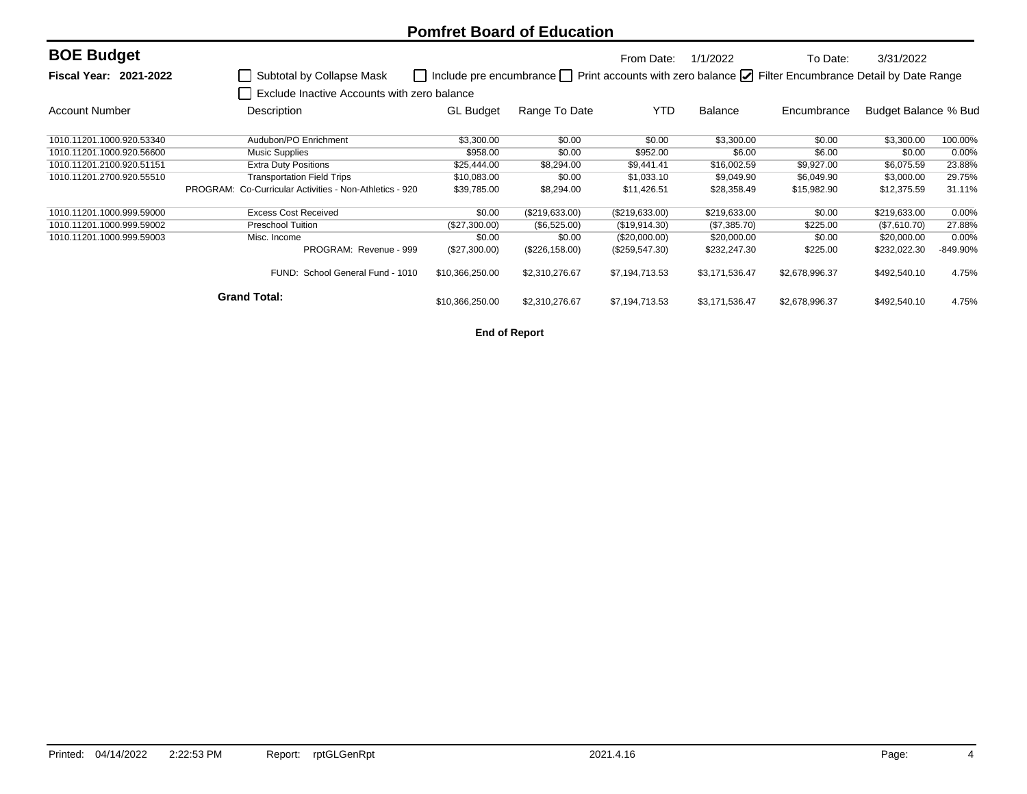# Pomfret Board of Education

## BOE Budget

**Fiscal Year: 2021-2022**

From Date: 1/1/2022 To Date: 3/31/2022

☐ Subtotal by Collapse Mask ☐ Include pre encumbrance ☐ Print accounts with zero balance ☑ Filter Encumbrance Detail by Date Range

☐ Exclude Inactive Accounts with zero balance

| Account Number | Description | GL Budget | Range To Date | YTD | Balance | Encumbrance | Budget Balance | % Bud |
|---|---|---|---|---|---|---|---|---|
| 1010.11201.1000.920.53340 | Audubon/PO Enrichment | $3,300.00 | $0.00 | $0.00 | $3,300.00 | $0.00 | $3,300.00 | 100.00% |
| 1010.11201.1000.920.56600 | Music Supplies | $958.00 | $0.00 | $952.00 | $6.00 | $6.00 | $0.00 | 0.00% |
| 1010.11201.2100.920.51151 | Extra Duty Positions | $25,444.00 | $8,294.00 | $9,441.41 | $16,002.59 | $9,927.00 | $6,075.59 | 23.88% |
| 1010.11201.2700.920.55510 | Transportation Field Trips | $10,083.00 | $0.00 | $1,033.10 | $9,049.90 | $6,049.90 | $3,000.00 | 29.75% |
| | PROGRAM: Co-Curricular Activities - Non-Athletics - 920 | $39,785.00 | $8,294.00 | $11,426.51 | $28,358.49 | $15,982.90 | $12,375.59 | 31.11% |
| 1010.11201.1000.999.59000 | Excess Cost Received | $0.00 | ($219,633.00) | ($219,633.00) | $219,633.00 | $0.00 | $219,633.00 | 0.00% |
| 1010.11201.1000.999.59002 | Preschool Tuition | ($27,300.00) | ($6,525.00) | ($19,914.30) | ($7,385.70) | $225.00 | ($7,610.70) | 27.88% |
| 1010.11201.1000.999.59003 | Misc. Income | $0.00 | $0.00 | ($20,000.00) | $20,000.00 | $0.00 | $20,000.00 | 0.00% |
| | PROGRAM: Revenue - 999 | ($27,300.00) | ($226,158.00) | ($259,547.30) | $232,247.30 | $225.00 | $232,022.30 | -849.90% |
| | FUND: School General Fund - 1010 | $10,366,250.00 | $2,310,276.67 | $7,194,713.53 | $3,171,536.47 | $2,678,996.37 | $492,540.10 | 4.75% |
| | **Grand Total:** | $10,366,250.00 | $2,310,276.67 | $7,194,713.53 | $3,171,536.47 | $2,678,996.37 | $492,540.10 | 4.75% |

**End of Report**

Printed: 04/14/2022 2:22:53 PM Report: rptGLGenRpt 2021.4.16